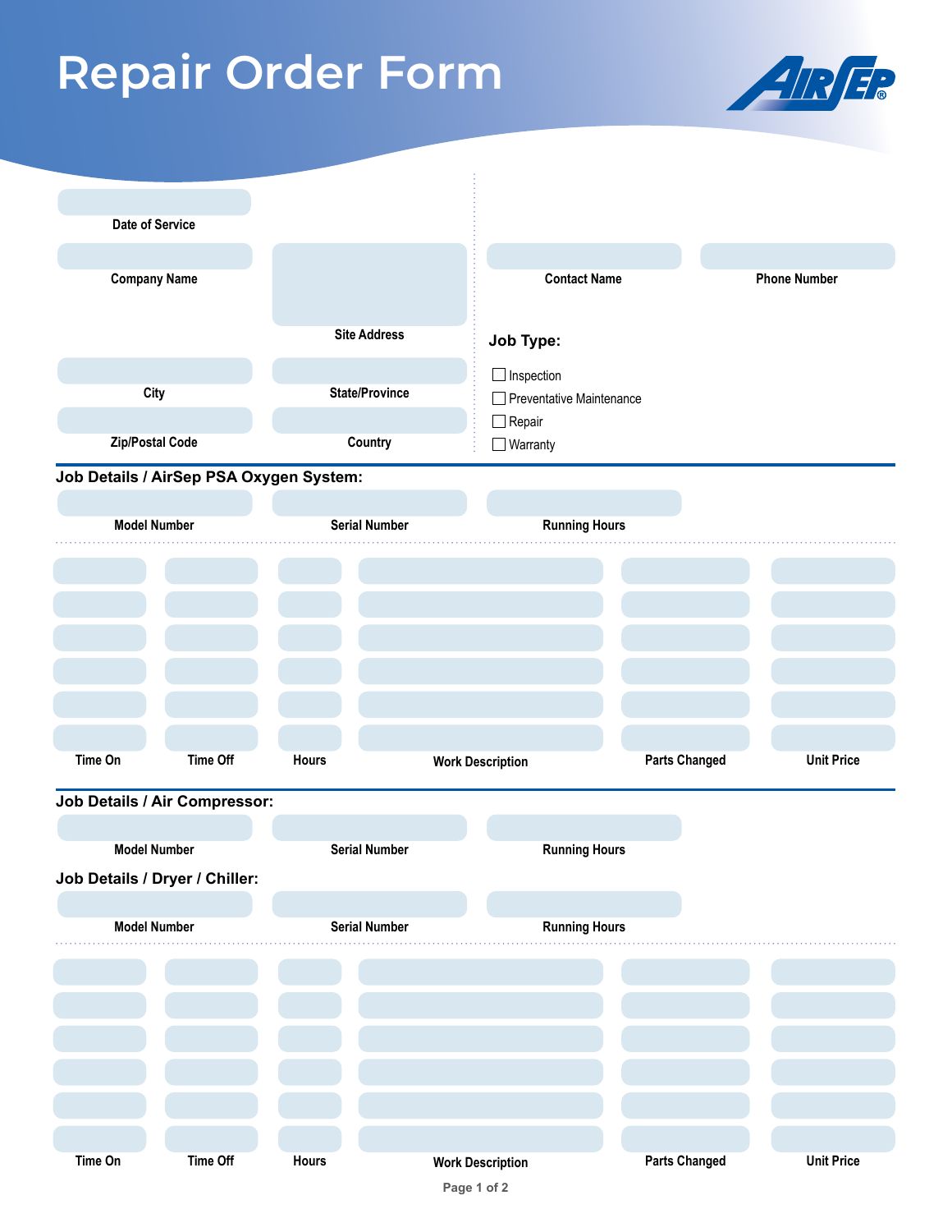# Repair Order Form

AirSep®

| Date of Service | | | |
|---|---|---|---|
| | | | |

| Company Name | Site Address | Contact Name | Phone Number |
|---|---|---|---|
| | | | |

| City | State/Province |
|---|---|
| | |

| Zip/Postal Code | Country |
|---|---|
| | |

**Job Type:**

- ☐ Inspection
- ☐ Preventative Maintenance
- ☐ Repair
- ☐ Warranty

## Job Details / AirSep PSA Oxygen System:

| Model Number | Serial Number | Running Hours |
|---|---|---|
| | | |

| Time On | Time Off | Hours | Work Description | Parts Changed | Unit Price |
|---|---|---|---|---|---|
| | | | | | |
| | | | | | |
| | | | | | |
| | | | | | |
| | | | | | |
| | | | | | |

## Job Details / Air Compressor:

| Model Number | Serial Number | Running Hours |
|---|---|---|
| | | |

## Job Details / Dryer / Chiller:

| Model Number | Serial Number | Running Hours |
|---|---|---|
| | | |

| Time On | Time Off | Hours | Work Description | Parts Changed | Unit Price |
|---|---|---|---|---|---|
| | | | | | |
| | | | | | |
| | | | | | |
| | | | | | |
| | | | | | |
| | | | | | |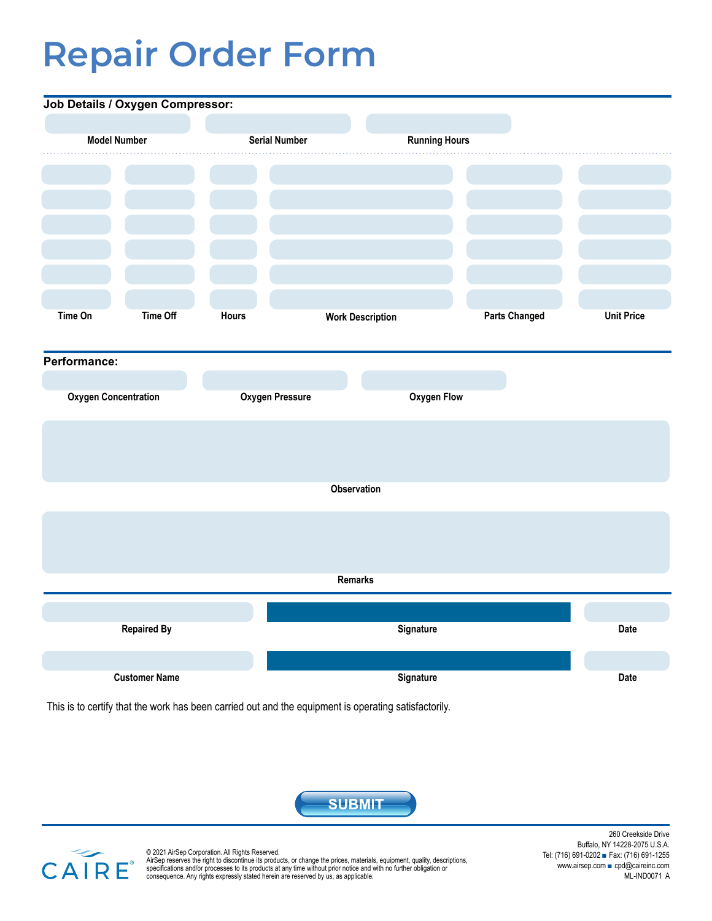# Repair Order Form

## Job Details / Oxygen Compressor:

| Model Number | Serial Number | Running Hours |
|---|---|---|
| | | |

| Time On | Time Off | Hours | Work Description | Parts Changed | Unit Price |
|---|---|---|---|---|---|
| | | | | | |
| | | | | | |
| | | | | | |
| | | | | | |
| | | | | | |
| | | | | | |

## Performance:

| Oxygen Concentration | Oxygen Pressure | Oxygen Flow |
|---|---|---|
| | | |

Observation

Remarks

| Repaired By | Signature | Date |
|---|---|---|
| | | |

| Customer Name | Signature | Date |
|---|---|---|
| | | |

This is to certify that the work has been carried out and the equipment is operating satisfactorily.

SUBMIT

CAIRE®

© 2021 AirSep Corporation. All Rights Reserved.
AirSep reserves the right to discontinue its products, or change the prices, materials, equipment, quality, descriptions, specifications and/or processes to its products at any time without prior notice and with no further obligation or consequence. Any rights expressly stated herein are reserved by us, as applicable.

260 Creekside Drive
Buffalo, NY 14228-2075 U.S.A.
Tel: (716) 691-0202 ■ Fax: (716) 691-1255
www.airsep.com ■ cpd@caireinc.com
ML-IND0071 A